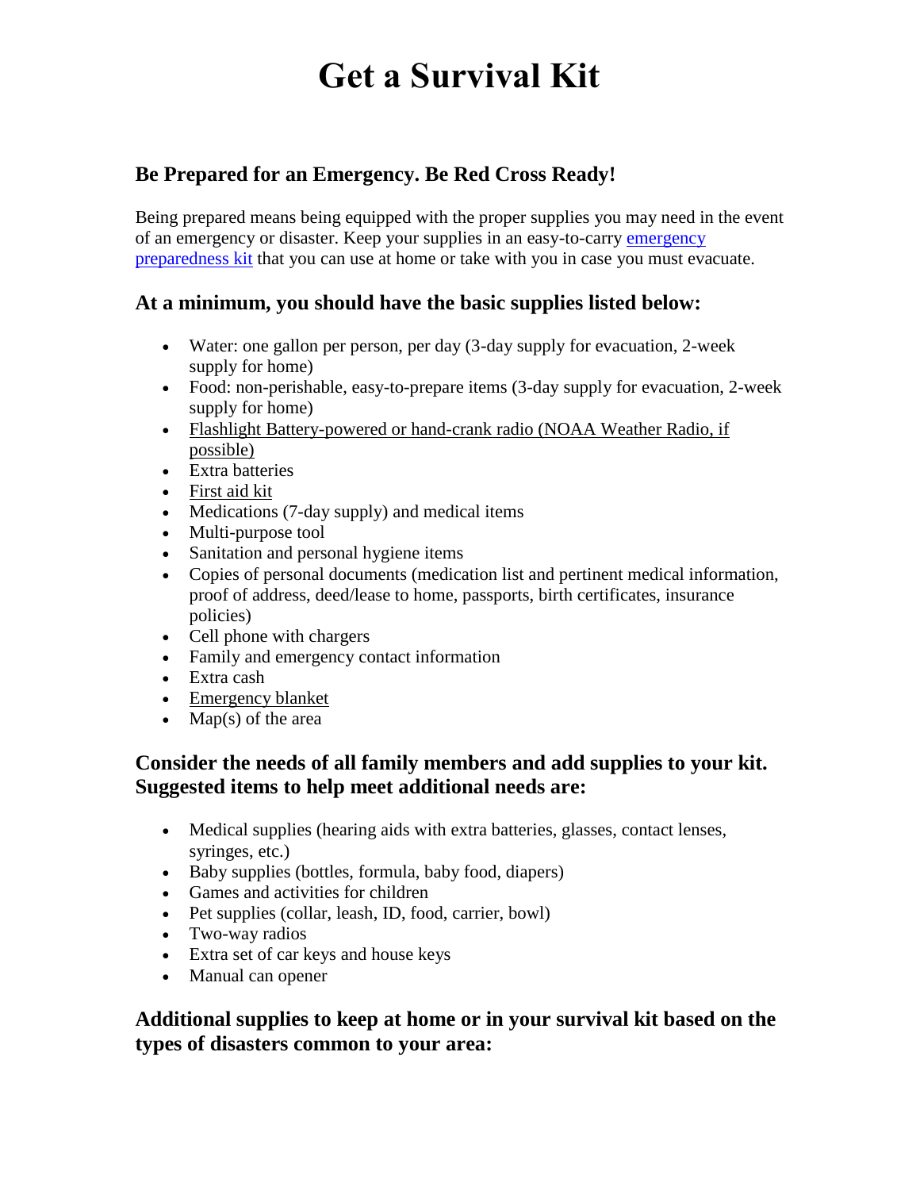# Get a Survival Kit

## Be Prepared for an Emergency. Be Red Cross Ready!

Being prepared means being equipped with the proper supplies you may need in the event of an emergency or disaster. Keep your supplies in an easy-to-carry emergency preparedness kit that you can use at home or take with you in case you must evacuate.

## At a minimum, you should have the basic supplies listed below:

- Water: one gallon per person, per day (3-day supply for evacuation, 2-week supply for home)
- Food: non-perishable, easy-to-prepare items (3-day supply for evacuation, 2-week supply for home)
- Flashlight Battery-powered or hand-crank radio (NOAA Weather Radio, if possible)
- Extra batteries
- First aid kit
- Medications (7-day supply) and medical items
- Multi-purpose tool
- Sanitation and personal hygiene items
- Copies of personal documents (medication list and pertinent medical information, proof of address, deed/lease to home, passports, birth certificates, insurance policies)
- Cell phone with chargers
- Family and emergency contact information
- Extra cash
- Emergency blanket
- Map(s) of the area

## Consider the needs of all family members and add supplies to your kit. Suggested items to help meet additional needs are:

- Medical supplies (hearing aids with extra batteries, glasses, contact lenses, syringes, etc.)
- Baby supplies (bottles, formula, baby food, diapers)
- Games and activities for children
- Pet supplies (collar, leash, ID, food, carrier, bowl)
- Two-way radios
- Extra set of car keys and house keys
- Manual can opener

## Additional supplies to keep at home or in your survival kit based on the types of disasters common to your area: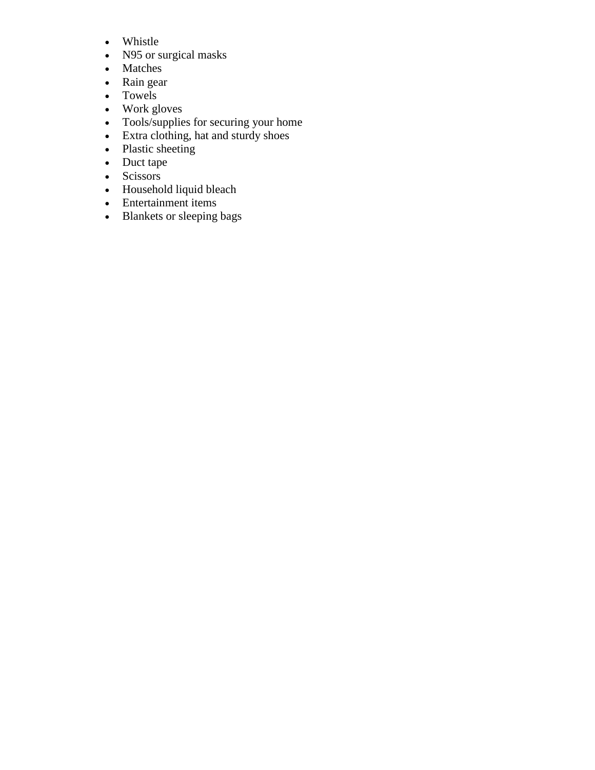- Whistle
- N95 or surgical masks
- Matches
- Rain gear
- Towels
- Work gloves
- Tools/supplies for securing your home
- Extra clothing, hat and sturdy shoes
- Plastic sheeting
- Duct tape
- Scissors
- Household liquid bleach
- Entertainment items
- Blankets or sleeping bags